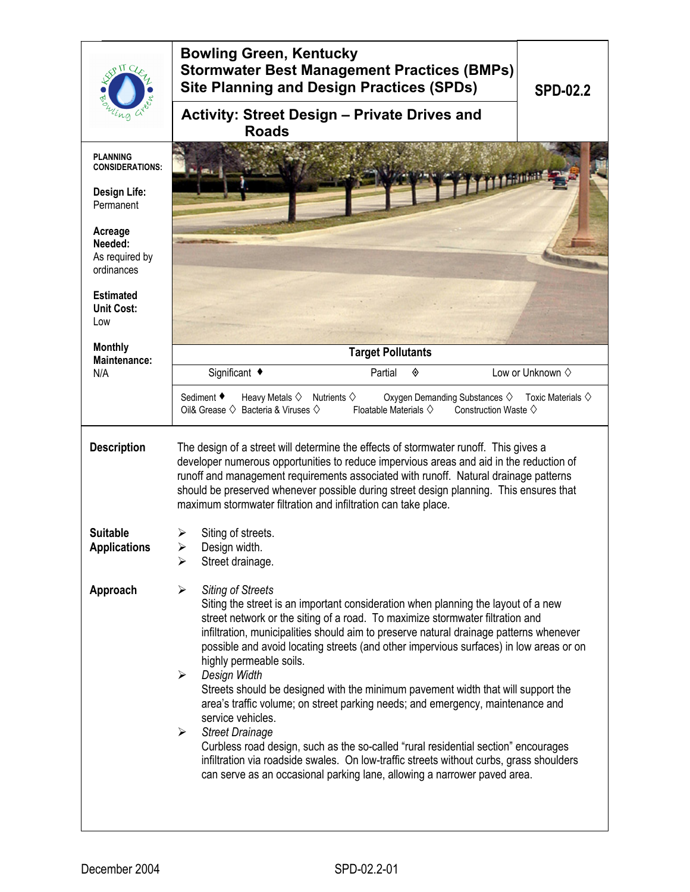# Bowling Green, Kentucky
# Stormwater Best Management Practices (BMPs)
# Site Planning and Design Practices (SPDs)

**SPD-02.2**

## Activity: Street Design – Private Drives and Roads

**PLANNING CONSIDERATIONS:**

**Design Life:** Permanent

**Acreage Needed:** As required by ordinances

**Estimated Unit Cost:** Low

**Monthly Maintenance:** N/A

**Target Pollutants**

| Significant ♦ | Partial ◊ | Low or Unknown ◊ |
|---|---|---|

Sediment ♦ Heavy Metals ◊ Nutrients ◊ Oxygen Demanding Substances ◊ Toxic Materials ◊
Oil& Grease ◊ Bacteria & Viruses ◊ Floatable Materials ◊ Construction Waste ◊

**Description**

The design of a street will determine the effects of stormwater runoff. This gives a developer numerous opportunities to reduce impervious areas and aid in the reduction of runoff and management requirements associated with runoff. Natural drainage patterns should be preserved whenever possible during street design planning. This ensures that maximum stormwater filtration and infiltration can take place.

**Suitable Applications**

- Siting of streets.
- Design width.
- Street drainage.

**Approach**

- *Siting of Streets*
  Siting the street is an important consideration when planning the layout of a new street network or the siting of a road. To maximize stormwater filtration and infiltration, municipalities should aim to preserve natural drainage patterns whenever possible and avoid locating streets (and other impervious surfaces) in low areas or on highly permeable soils.
- *Design Width*
  Streets should be designed with the minimum pavement width that will support the area's traffic volume; on street parking needs; and emergency, maintenance and service vehicles.
- *Street Drainage*
  Curbless road design, such as the so-called "rural residential section" encourages infiltration via roadside swales. On low-traffic streets without curbs, grass shoulders can serve as an occasional parking lane, allowing a narrower paved area.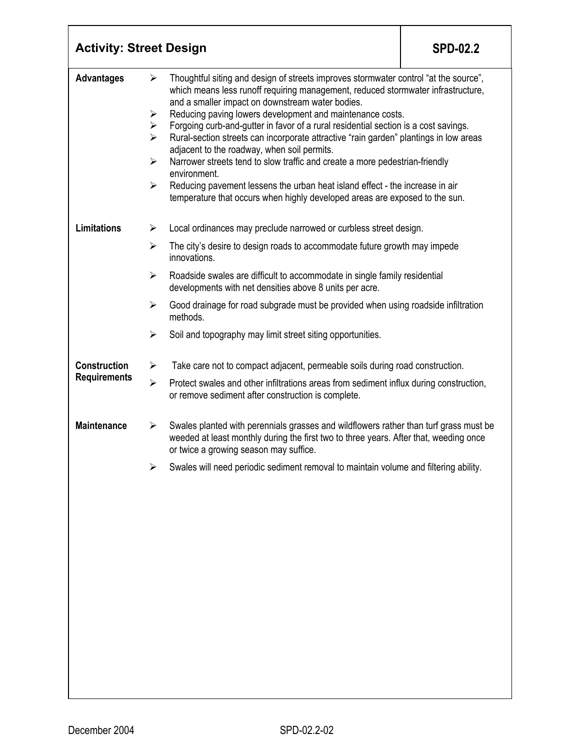## Activity: Street Design — SPD-02.2

### Advantages

- Thoughtful siting and design of streets improves stormwater control "at the source", which means less runoff requiring management, reduced stormwater infrastructure, and a smaller impact on downstream water bodies.
- Reducing paving lowers development and maintenance costs.
- Forgoing curb-and-gutter in favor of a rural residential section is a cost savings.
- Rural-section streets can incorporate attractive "rain garden" plantings in low areas adjacent to the roadway, when soil permits.
- Narrower streets tend to slow traffic and create a more pedestrian-friendly environment.
- Reducing pavement lessens the urban heat island effect - the increase in air temperature that occurs when highly developed areas are exposed to the sun.

### Limitations

- Local ordinances may preclude narrowed or curbless street design.
- The city's desire to design roads to accommodate future growth may impede innovations.
- Roadside swales are difficult to accommodate in single family residential developments with net densities above 8 units per acre.
- Good drainage for road subgrade must be provided when using roadside infiltration methods.
- Soil and topography may limit street siting opportunities.

### Construction Requirements

- Take care not to compact adjacent, permeable soils during road construction.
- Protect swales and other infiltrations areas from sediment influx during construction, or remove sediment after construction is complete.

### Maintenance

- Swales planted with perennials grasses and wildflowers rather than turf grass must be weeded at least monthly during the first two to three years. After that, weeding once or twice a growing season may suffice.
- Swales will need periodic sediment removal to maintain volume and filtering ability.